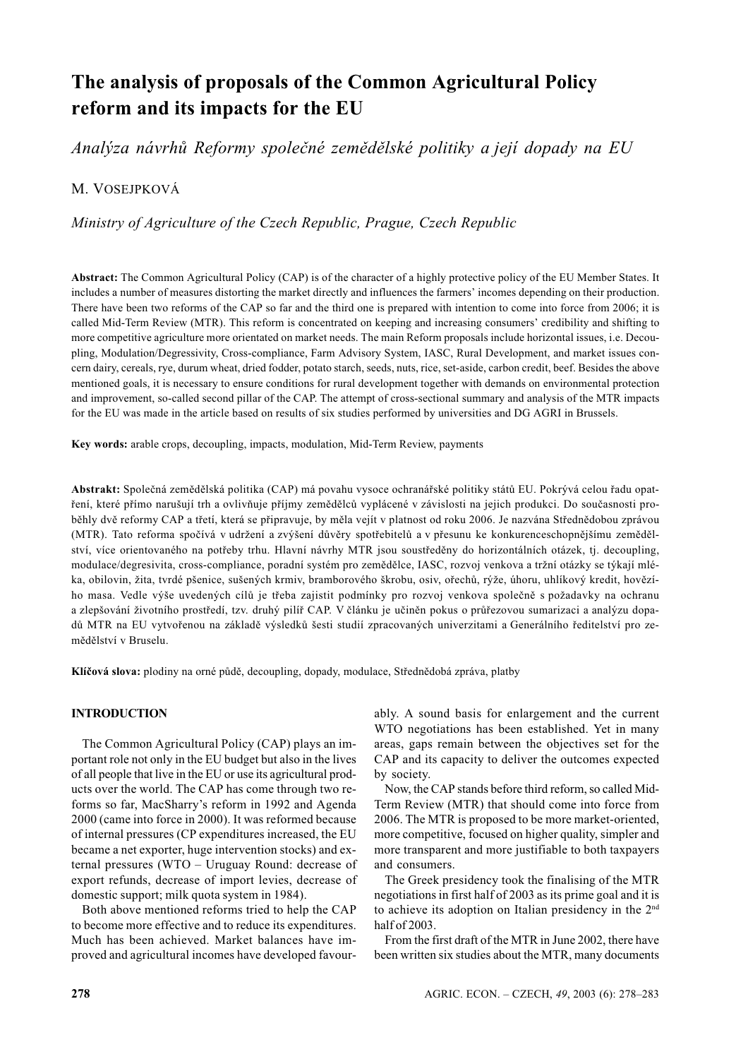# The analysis of proposals of the Common Agricultural Policy reform and its impacts for the EU

*Analýza návrhů Reformy společné zemědělské politiky a její dopady na EU*

M. VOSEJPKOVÁ

*Ministry of Agriculture of the Czech Republic, Prague, Czech Republic*

**Abstract:** The Common Agricultural Policy (CAP) is of the character of a highly protective policy of the EU Member States. It includes a number of measures distorting the market directly and influences the farmers' incomes depending on their production. There have been two reforms of the CAP so far and the third one is prepared with intention to come into force from 2006; it is called Mid-Term Review (MTR). This reform is concentrated on keeping and increasing consumers' credibility and shifting to more competitive agriculture more orientated on market needs. The main Reform proposals include horizontal issues, i.e. Decoupling, Modulation/Degressivity, Cross-compliance, Farm Advisory System, IASC, Rural Development, and market issues concern dairy, cereals, rye, durum wheat, dried fodder, potato starch, seeds, nuts, rice, set-aside, carbon credit, beef. Besides the above mentioned goals, it is necessary to ensure conditions for rural development together with demands on environmental protection and improvement, so-called second pillar of the CAP. The attempt of cross-sectional summary and analysis of the MTR impacts for the EU was made in the article based on results of six studies performed by universities and DG AGRI in Brussels.

**Key words:** arable crops, decoupling, impacts, modulation, Mid-Term Review, payments

**Abstrakt:** Společná zemědělská politika (CAP) má povahu vysoce ochranářské politiky států EU. Pokrývá celou řadu opatření, které přímo narušují trh a ovlivňuje příjmy zemědělců vyplácené v závislosti na jejich produkci. Do současnosti proběhly dvě reformy CAP a třetí, která se připravuje, by měla vejít v platnost od roku 2006. Je nazvána Střednědobou zprávou (MTR). Tato reforma spočívá v udržení a zvýšení důvěry spotřebitelů a v přesunu ke konkurenceschopnějšímu zemědělství, více orientovaného na potřeby trhu. Hlavní návrhy MTR jsou soustředěny do horizontálních otázek, tj. decoupling, modulace/degresivita, cross-compliance, poradní systém pro zemědělce, IASC, rozvoj venkova a tržní otázky se týkají mléka, obilovin, žita, tvrdé pšenice, sušených krmiv, bramborového škrobu, osiv, ořechů, rýže, úhoru, uhlíkový kredit, hovězího masa. Vedle výše uvedených cílů je třeba zajistit podmínky pro rozvoj venkova společně s požadavky na ochranu a zlepšování životního prostředí, tzv. druhý pilíř CAP. V článku je učiněn pokus o průřezovou sumarizaci a analýzu dopadů MTR na EU vytvořenou na základě výsledků šesti studií zpracovaných univerzitami a Generálního ředitelství pro zemědělství v Bruselu.

**Klíčová slova:** plodiny na orné půdě, decoupling, dopady, modulace, Střednědobá zpráva, platby

## INTRODUCTION

The Common Agricultural Policy (CAP) plays an important role not only in the EU budget but also in the lives of all people that live in the EU or use its agricultural products over the world. The CAP has come through two reforms so far, MacSharry's reform in 1992 and Agenda 2000 (came into force in 2000). It was reformed because of internal pressures (CP expenditures increased, the EU became a net exporter, huge intervention stocks) and external pressures (WTO – Uruguay Round: decrease of export refunds, decrease of import levies, decrease of domestic support; milk quota system in 1984).

Both above mentioned reforms tried to help the CAP to become more effective and to reduce its expenditures. Much has been achieved. Market balances have improved and agricultural incomes have developed favourably. A sound basis for enlargement and the current WTO negotiations has been established. Yet in many areas, gaps remain between the objectives set for the CAP and its capacity to deliver the outcomes expected by society.

Now, the CAP stands before third reform, so called Mid-Term Review (MTR) that should come into force from 2006. The MTR is proposed to be more market-oriented, more competitive, focused on higher quality, simpler and more transparent and more justifiable to both taxpayers and consumers.

The Greek presidency took the finalising of the MTR negotiations in first half of 2003 as its prime goal and it is to achieve its adoption on Italian presidency in the 2nd half of 2003.

From the first draft of the MTR in June 2002, there have been written six studies about the MTR, many documents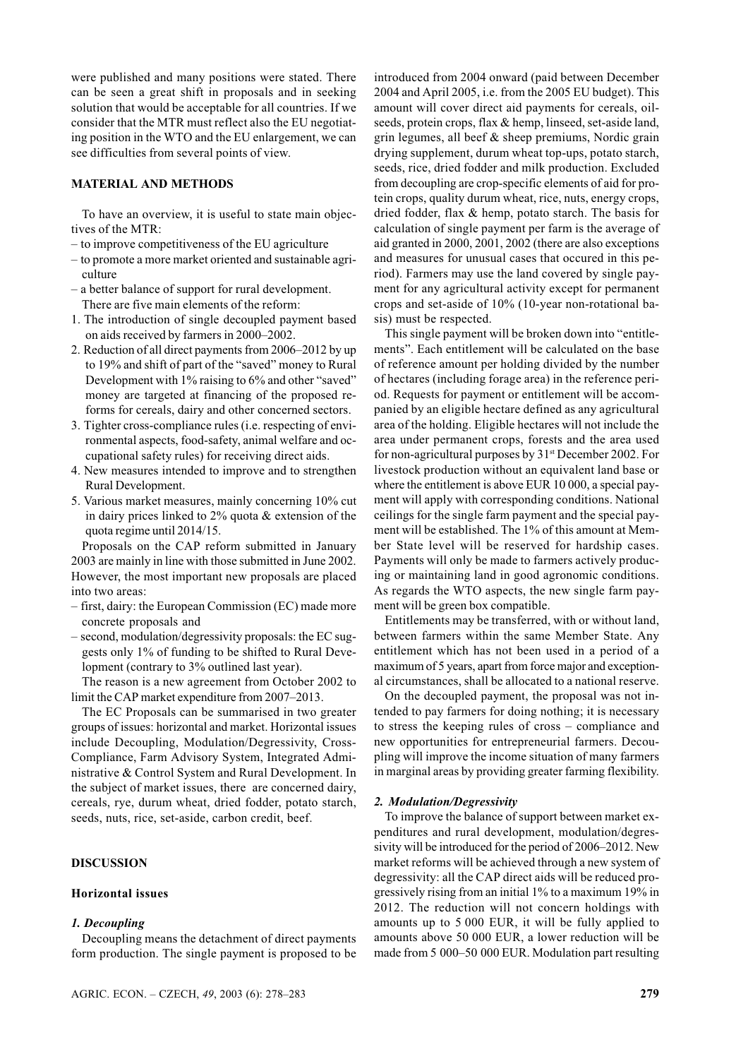were published and many positions were stated. There can be seen a great shift in proposals and in seeking solution that would be acceptable for all countries. If we consider that the MTR must reflect also the EU negotiating position in the WTO and the EU enlargement, we can see difficulties from several points of view.

## MATERIAL AND METHODS

To have an overview, it is useful to state main objectives of the MTR:

– to improve competitiveness of the EU agriculture
– to promote a more market oriented and sustainable agriculture
– a better balance of support for rural development.

There are five main elements of the reform:

1. The introduction of single decoupled payment based on aids received by farmers in 2000–2002.
2. Reduction of all direct payments from 2006–2012 by up to 19% and shift of part of the "saved" money to Rural Development with 1% raising to 6% and other "saved" money are targeted at financing of the proposed reforms for cereals, dairy and other concerned sectors.
3. Tighter cross-compliance rules (i.e. respecting of environmental aspects, food-safety, animal welfare and occupational safety rules) for receiving direct aids.
4. New measures intended to improve and to strengthen Rural Development.
5. Various market measures, mainly concerning 10% cut in dairy prices linked to 2% quota & extension of the quota regime until 2014/15.

Proposals on the CAP reform submitted in January 2003 are mainly in line with those submitted in June 2002. However, the most important new proposals are placed into two areas:

– first, dairy: the European Commission (EC) made more concrete proposals and
– second, modulation/degressivity proposals: the EC suggests only 1% of funding to be shifted to Rural Development (contrary to 3% outlined last year).

The reason is a new agreement from October 2002 to limit the CAP market expenditure from 2007–2013.

The EC Proposals can be summarised in two greater groups of issues: horizontal and market. Horizontal issues include Decoupling, Modulation/Degressivity, Cross-Compliance, Farm Advisory System, Integrated Administrative & Control System and Rural Development. In the subject of market issues, there are concerned dairy, cereals, rye, durum wheat, dried fodder, potato starch, seeds, nuts, rice, set-aside, carbon credit, beef.

## DISCUSSION

### Horizontal issues

#### *1. Decoupling*

Decoupling means the detachment of direct payments form production. The single payment is proposed to be introduced from 2004 onward (paid between December 2004 and April 2005, i.e. from the 2005 EU budget). This amount will cover direct aid payments for cereals, oilseeds, protein crops, flax & hemp, linseed, set-aside land, grin legumes, all beef & sheep premiums, Nordic grain drying supplement, durum wheat top-ups, potato starch, seeds, rice, dried fodder and milk production. Excluded from decoupling are crop-specific elements of aid for protein crops, quality durum wheat, rice, nuts, energy crops, dried fodder, flax & hemp, potato starch. The basis for calculation of single payment per farm is the average of aid granted in 2000, 2001, 2002 (there are also exceptions and measures for unusual cases that occured in this period). Farmers may use the land covered by single payment for any agricultural activity except for permanent crops and set-aside of 10% (10-year non-rotational basis) must be respected.

This single payment will be broken down into "entitlements". Each entitlement will be calculated on the base of reference amount per holding divided by the number of hectares (including forage area) in the reference period. Requests for payment or entitlement will be accompanied by an eligible hectare defined as any agricultural area of the holding. Eligible hectares will not include the area under permanent crops, forests and the area used for non-agricultural purposes by 31st December 2002. For livestock production without an equivalent land base or where the entitlement is above EUR 10 000, a special payment will apply with corresponding conditions. National ceilings for the single farm payment and the special payment will be established. The 1% of this amount at Member State level will be reserved for hardship cases. Payments will only be made to farmers actively producing or maintaining land in good agronomic conditions. As regards the WTO aspects, the new single farm payment will be green box compatible.

Entitlements may be transferred, with or without land, between farmers within the same Member State. Any entitlement which has not been used in a period of a maximum of 5 years, apart from force major and exceptional circumstances, shall be allocated to a national reserve.

On the decoupled payment, the proposal was not intended to pay farmers for doing nothing; it is necessary to stress the keeping rules of cross – compliance and new opportunities for entrepreneurial farmers. Decoupling will improve the income situation of many farmers in marginal areas by providing greater farming flexibility.

#### *2. Modulation/Degressivity*

To improve the balance of support between market expenditures and rural development, modulation/degressivity will be introduced for the period of 2006–2012. New market reforms will be achieved through a new system of degressivity: all the CAP direct aids will be reduced progressively rising from an initial 1% to a maximum 19% in 2012. The reduction will not concern holdings with amounts up to 5 000 EUR, it will be fully applied to amounts above 50 000 EUR, a lower reduction will be made from 5 000–50 000 EUR. Modulation part resulting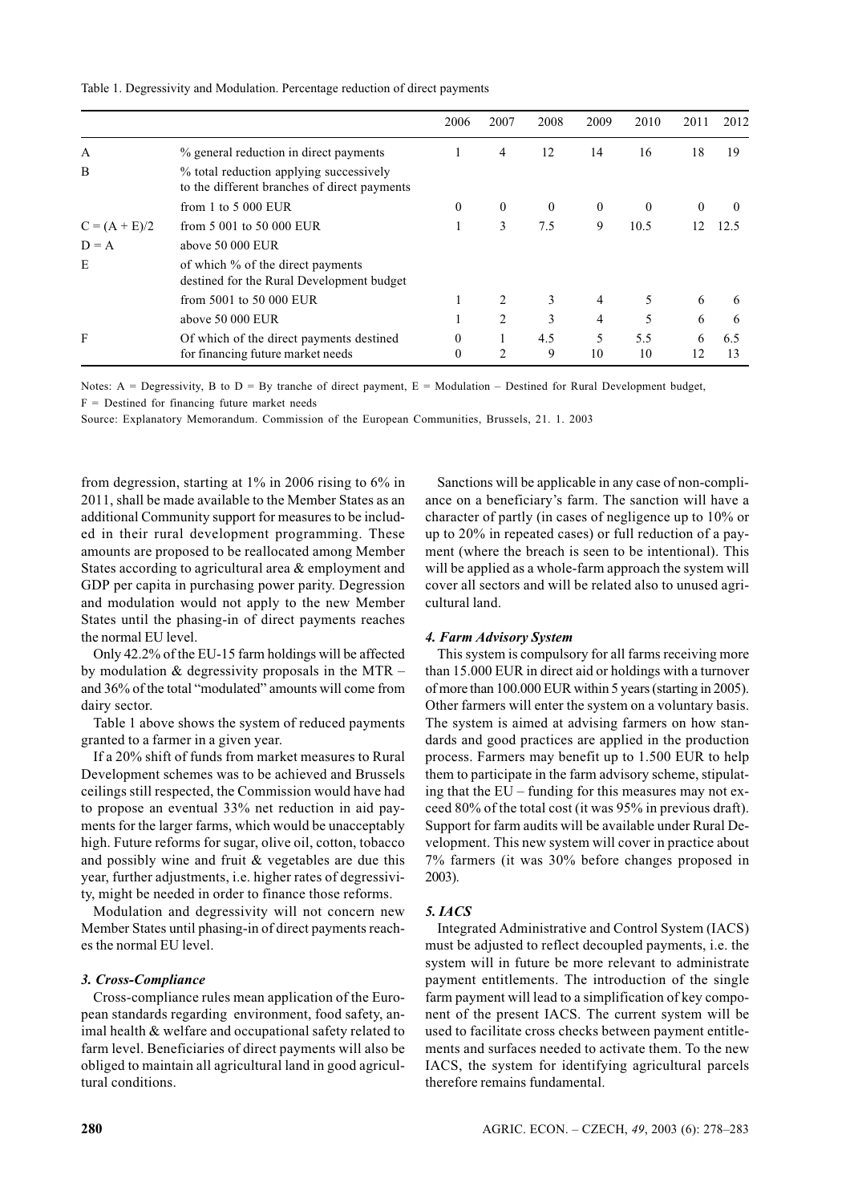Table 1. Degressivity and Modulation. Percentage reduction of direct payments

| | | 2006 | 2007 | 2008 | 2009 | 2010 | 2011 | 2012 |
|---|---|---|---|---|---|---|---|---|
| A | % general reduction in direct payments | 1 | 4 | 12 | 14 | 16 | 18 | 19 |
| B | % total reduction applying successively to the different branches of direct payments | | | | | | | |
| | from 1 to 5 000 EUR | 0 | 0 | 0 | 0 | 0 | 0 | 0 |
| C = (A + E)/2 | from 5 001 to 50 000 EUR | 1 | 3 | 7.5 | 9 | 10.5 | 12 | 12.5 |
| D = A | above 50 000 EUR | | | | | | | |
| E | of which % of the direct payments destined for the Rural Development budget | | | | | | | |
| | from 5001 to 50 000 EUR | 1 | 2 | 3 | 4 | 5 | 6 | 6 |
| | above 50 000 EUR | 1 | 2 | 3 | 4 | 5 | 6 | 6 |
| F | Of which of the direct payments destined for financing future market needs | 0<br>0 | 1<br>2 | 4.5<br>9 | 5<br>10 | 5.5<br>10 | 6<br>12 | 6.5<br>13 |

Notes: A = Degressivity, B to D = By tranche of direct payment, E = Modulation – Destined for Rural Development budget, F = Destined for financing future market needs

Source: Explanatory Memorandum. Commission of the European Communities, Brussels, 21. 1. 2003

from degression, starting at 1% in 2006 rising to 6% in 2011, shall be made available to the Member States as an additional Community support for measures to be included in their rural development programming. These amounts are proposed to be reallocated among Member States according to agricultural area & employment and GDP per capita in purchasing power parity. Degression and modulation would not apply to the new Member States until the phasing-in of direct payments reaches the normal EU level.

Only 42.2% of the EU-15 farm holdings will be affected by modulation & degressivity proposals in the MTR – and 36% of the total "modulated" amounts will come from dairy sector.

Table 1 above shows the system of reduced payments granted to a farmer in a given year.

If a 20% shift of funds from market measures to Rural Development schemes was to be achieved and Brussels ceilings still respected, the Commission would have had to propose an eventual 33% net reduction in aid payments for the larger farms, which would be unacceptably high. Future reforms for sugar, olive oil, cotton, tobacco and possibly wine and fruit & vegetables are due this year, further adjustments, i.e. higher rates of degressivity, might be needed in order to finance those reforms.

Modulation and degressivity will not concern new Member States until phasing-in of direct payments reaches the normal EU level.

### *3. Cross-Compliance*

Cross-compliance rules mean application of the European standards regarding environment, food safety, animal health & welfare and occupational safety related to farm level. Beneficiaries of direct payments will also be obliged to maintain all agricultural land in good agricultural conditions.

Sanctions will be applicable in any case of non-compliance on a beneficiary's farm. The sanction will have a character of partly (in cases of negligence up to 10% or up to 20% in repeated cases) or full reduction of a payment (where the breach is seen to be intentional). This will be applied as a whole-farm approach the system will cover all sectors and will be related also to unused agricultural land.

### *4. Farm Advisory System*

This system is compulsory for all farms receiving more than 15.000 EUR in direct aid or holdings with a turnover of more than 100.000 EUR within 5 years (starting in 2005). Other farmers will enter the system on a voluntary basis. The system is aimed at advising farmers on how standards and good practices are applied in the production process. Farmers may benefit up to 1.500 EUR to help them to participate in the farm advisory scheme, stipulating that the EU – funding for this measures may not exceed 80% of the total cost (it was 95% in previous draft). Support for farm audits will be available under Rural Development. This new system will cover in practice about 7% farmers (it was 30% before changes proposed in 2003).

### *5. IACS*

Integrated Administrative and Control System (IACS) must be adjusted to reflect decoupled payments, i.e. the system will in future be more relevant to administrate payment entitlements. The introduction of the single farm payment will lead to a simplification of key component of the present IACS. The current system will be used to facilitate cross checks between payment entitlements and surfaces needed to activate them. To the new IACS, the system for identifying agricultural parcels therefore remains fundamental.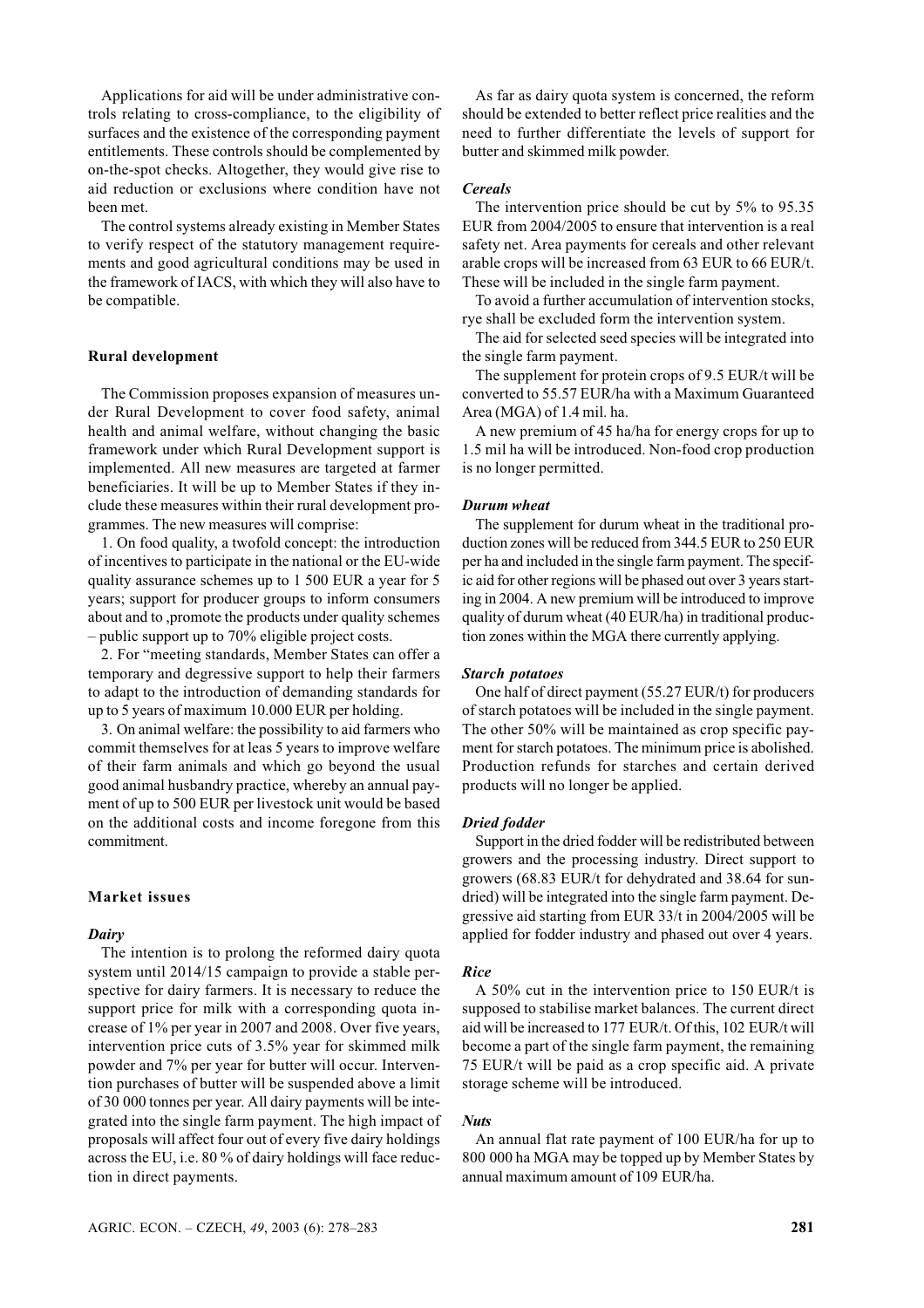Applications for aid will be under administrative controls relating to cross-compliance, to the eligibility of surfaces and the existence of the corresponding payment entitlements. These controls should be complemented by on-the-spot checks. Altogether, they would give rise to aid reduction or exclusions where condition have not been met.

The control systems already existing in Member States to verify respect of the statutory management requirements and good agricultural conditions may be used in the framework of IACS, with which they will also have to be compatible.

#### Rural development

The Commission proposes expansion of measures under Rural Development to cover food safety, animal health and animal welfare, without changing the basic framework under which Rural Development support is implemented. All new measures are targeted at farmer beneficiaries. It will be up to Member States if they include these measures within their rural development programmes. The new measures will comprise:

1. On food quality, a twofold concept: the introduction of incentives to participate in the national or the EU-wide quality assurance schemes up to 1 500 EUR a year for 5 years; support for producer groups to inform consumers about and to ‚promote the products under quality schemes – public support up to 70% eligible project costs.

2. For "meeting standards, Member States can offer a temporary and degressive support to help their farmers to adapt to the introduction of demanding standards for up to 5 years of maximum 10.000 EUR per holding.

3. On animal welfare: the possibility to aid farmers who commit themselves for at leas 5 years to improve welfare of their farm animals and which go beyond the usual good animal husbandry practice, whereby an annual payment of up to 500 EUR per livestock unit would be based on the additional costs and income foregone from this commitment.

#### Market issues

***Dairy***

The intention is to prolong the reformed dairy quota system until 2014/15 campaign to provide a stable perspective for dairy farmers. It is necessary to reduce the support price for milk with a corresponding quota increase of 1% per year in 2007 and 2008. Over five years, intervention price cuts of 3.5% year for skimmed milk powder and 7% per year for butter will occur. Intervention purchases of butter will be suspended above a limit of 30 000 tonnes per year. All dairy payments will be integrated into the single farm payment. The high impact of proposals will affect four out of every five dairy holdings across the EU, i.e. 80 % of dairy holdings will face reduction in direct payments.

As far as dairy quota system is concerned, the reform should be extended to better reflect price realities and the need to further differentiate the levels of support for butter and skimmed milk powder.

***Cereals***

The intervention price should be cut by 5% to 95.35 EUR from 2004/2005 to ensure that intervention is a real safety net. Area payments for cereals and other relevant arable crops will be increased from 63 EUR to 66 EUR/t. These will be included in the single farm payment.

To avoid a further accumulation of intervention stocks, rye shall be excluded form the intervention system.

The aid for selected seed species will be integrated into the single farm payment.

The supplement for protein crops of 9.5 EUR/t will be converted to 55.57 EUR/ha with a Maximum Guaranteed Area (MGA) of 1.4 mil. ha.

A new premium of 45 ha/ha for energy crops for up to 1.5 mil ha will be introduced. Non-food crop production is no longer permitted.

***Durum wheat***

The supplement for durum wheat in the traditional production zones will be reduced from 344.5 EUR to 250 EUR per ha and included in the single farm payment. The specific aid for other regions will be phased out over 3 years starting in 2004. A new premium will be introduced to improve quality of durum wheat (40 EUR/ha) in traditional production zones within the MGA there currently applying.

***Starch potatoes***

One half of direct payment (55.27 EUR/t) for producers of starch potatoes will be included in the single payment. The other 50% will be maintained as crop specific payment for starch potatoes. The minimum price is abolished. Production refunds for starches and certain derived products will no longer be applied.

***Dried fodder***

Support in the dried fodder will be redistributed between growers and the processing industry. Direct support to growers (68.83 EUR/t for dehydrated and 38.64 for sundried) will be integrated into the single farm payment. Degressive aid starting from EUR 33/t in 2004/2005 will be applied for fodder industry and phased out over 4 years.

***Rice***

A 50% cut in the intervention price to 150 EUR/t is supposed to stabilise market balances. The current direct aid will be increased to 177 EUR/t. Of this, 102 EUR/t will become a part of the single farm payment, the remaining 75 EUR/t will be paid as a crop specific aid. A private storage scheme will be introduced.

***Nuts***

An annual flat rate payment of 100 EUR/ha for up to 800 000 ha MGA may be topped up by Member States by annual maximum amount of 109 EUR/ha.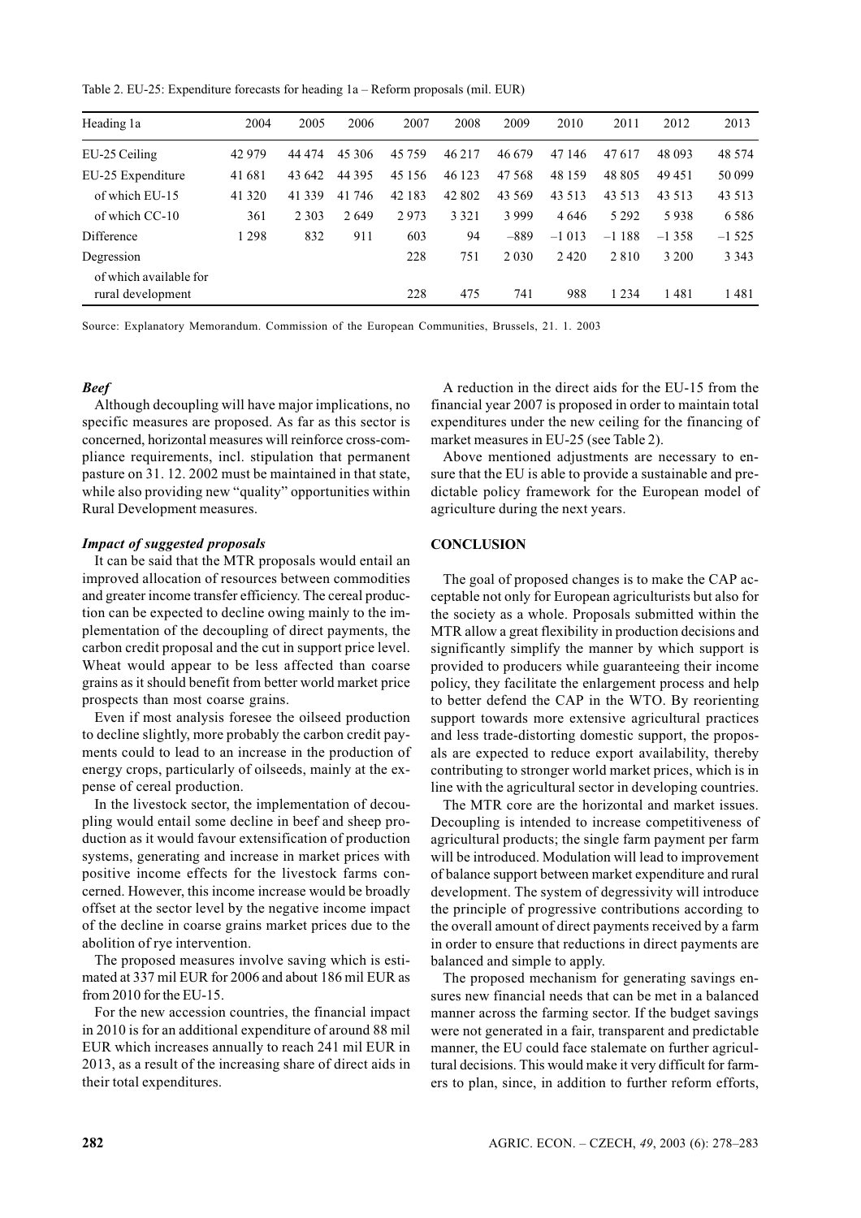Table 2. EU-25: Expenditure forecasts for heading 1a – Reform proposals (mil. EUR)

| Heading 1a | 2004 | 2005 | 2006 | 2007 | 2008 | 2009 | 2010 | 2011 | 2012 | 2013 |
|---|---|---|---|---|---|---|---|---|---|---|
| EU-25 Ceiling | 42 979 | 44 474 | 45 306 | 45 759 | 46 217 | 46 679 | 47 146 | 47 617 | 48 093 | 48 574 |
| EU-25 Expenditure | 41 681 | 43 642 | 44 395 | 45 156 | 46 123 | 47 568 | 48 159 | 48 805 | 49 451 | 50 099 |
| of which EU-15 | 41 320 | 41 339 | 41 746 | 42 183 | 42 802 | 43 569 | 43 513 | 43 513 | 43 513 | 43 513 |
| of which CC-10 | 361 | 2 303 | 2 649 | 2 973 | 3 321 | 3 999 | 4 646 | 5 292 | 5 938 | 6 586 |
| Difference | 1 298 | 832 | 911 | 603 | 94 | –889 | –1 013 | –1 188 | –1 358 | –1 525 |
| Degression | | | | 228 | 751 | 2 030 | 2 420 | 2 810 | 3 200 | 3 343 |
| of which available for rural development | | | | 228 | 475 | 741 | 988 | 1 234 | 1 481 | 1 481 |

Source: Explanatory Memorandum. Commission of the European Communities, Brussels, 21. 1. 2003

### *Beef*

Although decoupling will have major implications, no specific measures are proposed. As far as this sector is concerned, horizontal measures will reinforce cross-compliance requirements, incl. stipulation that permanent pasture on 31. 12. 2002 must be maintained in that state, while also providing new "quality" opportunities within Rural Development measures.

### *Impact of suggested proposals*

It can be said that the MTR proposals would entail an improved allocation of resources between commodities and greater income transfer efficiency. The cereal production can be expected to decline owing mainly to the implementation of the decoupling of direct payments, the carbon credit proposal and the cut in support price level. Wheat would appear to be less affected than coarse grains as it should benefit from better world market price prospects than most coarse grains.

Even if most analysis foresee the oilseed production to decline slightly, more probably the carbon credit payments could to lead to an increase in the production of energy crops, particularly of oilseeds, mainly at the expense of cereal production.

In the livestock sector, the implementation of decoupling would entail some decline in beef and sheep production as it would favour extensification of production systems, generating and increase in market prices with positive income effects for the livestock farms concerned. However, this income increase would be broadly offset at the sector level by the negative income impact of the decline in coarse grains market prices due to the abolition of rye intervention.

The proposed measures involve saving which is estimated at 337 mil EUR for 2006 and about 186 mil EUR as from 2010 for the EU-15.

For the new accession countries, the financial impact in 2010 is for an additional expenditure of around 88 mil EUR which increases annually to reach 241 mil EUR in 2013, as a result of the increasing share of direct aids in their total expenditures.

A reduction in the direct aids for the EU-15 from the financial year 2007 is proposed in order to maintain total expenditures under the new ceiling for the financing of market measures in EU-25 (see Table 2).

Above mentioned adjustments are necessary to ensure that the EU is able to provide a sustainable and predictable policy framework for the European model of agriculture during the next years.

## CONCLUSION

The goal of proposed changes is to make the CAP acceptable not only for European agriculturists but also for the society as a whole. Proposals submitted within the MTR allow a great flexibility in production decisions and significantly simplify the manner by which support is provided to producers while guaranteeing their income policy, they facilitate the enlargement process and help to better defend the CAP in the WTO. By reorienting support towards more extensive agricultural practices and less trade-distorting domestic support, the proposals are expected to reduce export availability, thereby contributing to stronger world market prices, which is in line with the agricultural sector in developing countries.

The MTR core are the horizontal and market issues. Decoupling is intended to increase competitiveness of agricultural products; the single farm payment per farm will be introduced. Modulation will lead to improvement of balance support between market expenditure and rural development. The system of degressivity will introduce the principle of progressive contributions according to the overall amount of direct payments received by a farm in order to ensure that reductions in direct payments are balanced and simple to apply.

The proposed mechanism for generating savings ensures new financial needs that can be met in a balanced manner across the farming sector. If the budget savings were not generated in a fair, transparent and predictable manner, the EU could face stalemate on further agricultural decisions. This would make it very difficult for farmers to plan, since, in addition to further reform efforts,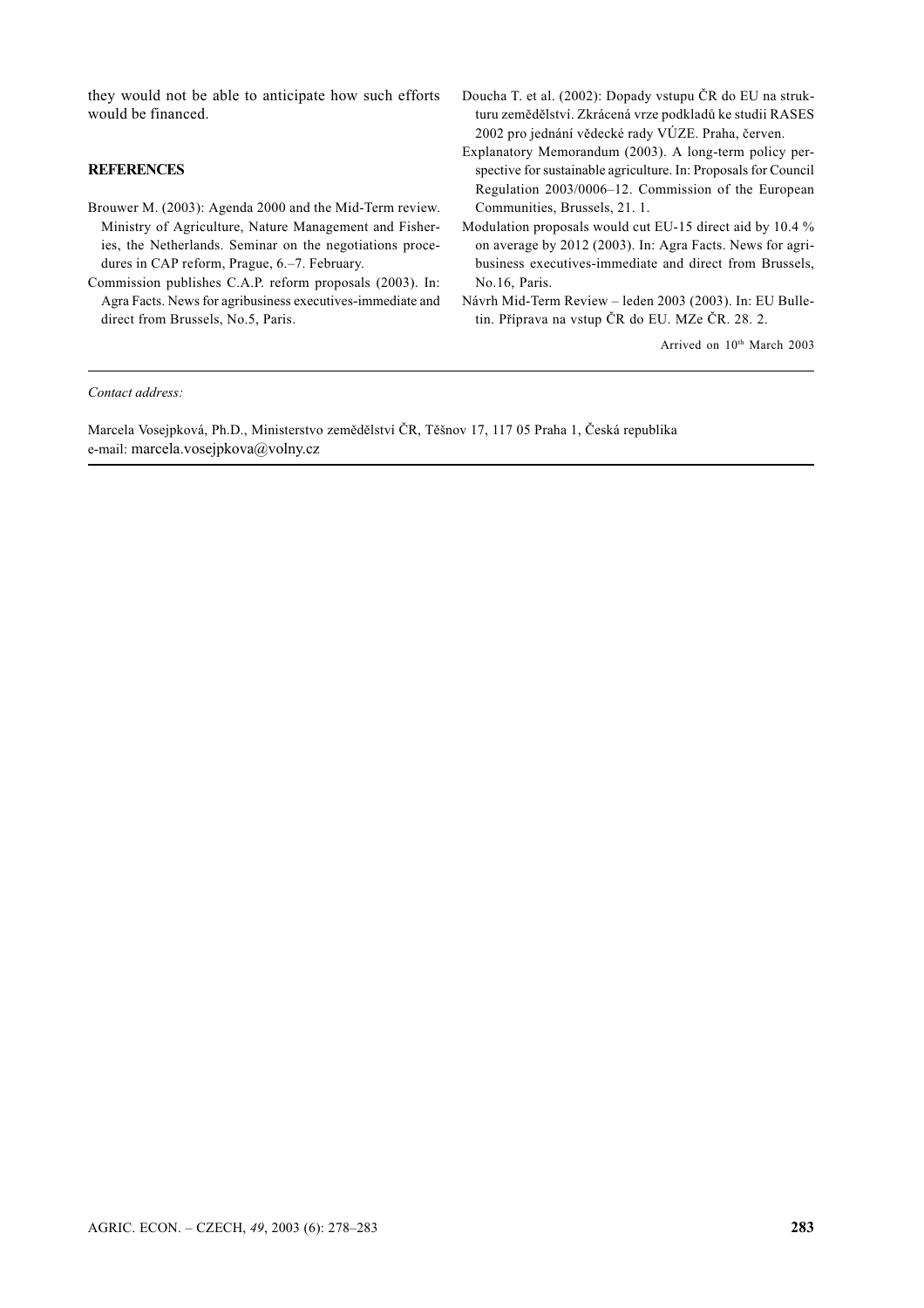they would not be able to anticipate how such efforts would be financed.

## REFERENCES

Brouwer M. (2003): Agenda 2000 and the Mid-Term review. Ministry of Agriculture, Nature Management and Fisheries, the Netherlands. Seminar on the negotiations procedures in CAP reform, Prague, 6.–7. February.

Commission publishes C.A.P. reform proposals (2003). In: Agra Facts. News for agribusiness executives-immediate and direct from Brussels, No.5, Paris.

Doucha T. et al. (2002): Dopady vstupu ČR do EU na strukturu zemědělství. Zkrácená vrze podkladů ke studii RASES 2002 pro jednání vědecké rady VÚZE. Praha, červen.

Explanatory Memorandum (2003). A long-term policy perspective for sustainable agriculture. In: Proposals for Council Regulation 2003/0006–12. Commission of the European Communities, Brussels, 21. 1.

Modulation proposals would cut EU-15 direct aid by 10.4 % on average by 2012 (2003). In: Agra Facts. News for agribusiness executives-immediate and direct from Brussels, No.16, Paris.

Návrh Mid-Term Review – leden 2003 (2003). In: EU Bulletin. Příprava na vstup ČR do EU. MZe ČR. 28. 2.

Arrived on 10th March 2003

*Contact address:*

Marcela Vosejpková, Ph.D., Ministerstvo zemědělství ČR, Těšnov 17, 117 05 Praha 1, Česká republika
e-mail: marcela.vosejpkova@volny.cz